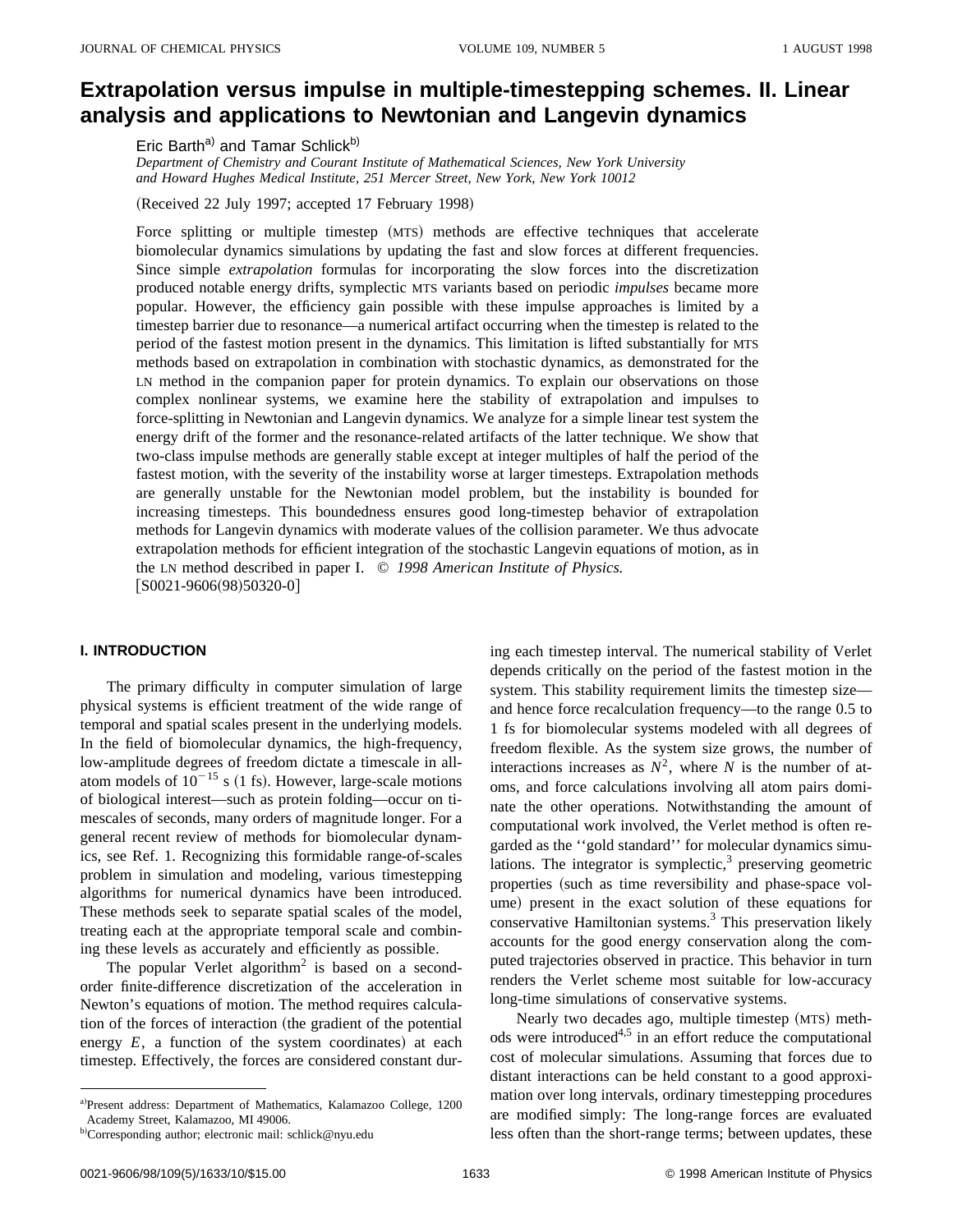# Extrapolation versus impulse in multiple-timestepping schemes. II. Linear analysis and applications to Newtonian and Langevin dynamics

Eric Barth[a] and Tamar Schlick[b]

*Department of Chemistry and Courant Institute of Mathematical Sciences, New York University and Howard Hughes Medical Institute, 251 Mercer Street, New York, New York 10012*

(Received 22 July 1997; accepted 17 February 1998)

Force splitting or multiple timestep (MTS) methods are effective techniques that accelerate biomolecular dynamics simulations by updating the fast and slow forces at different frequencies. Since simple *extrapolation* formulas for incorporating the slow forces into the discretization produced notable energy drifts, symplectic MTS variants based on periodic *impulses* became more popular. However, the efficiency gain possible with these impulse approaches is limited by a timestep barrier due to resonance—a numerical artifact occurring when the timestep is related to the period of the fastest motion present in the dynamics. This limitation is lifted substantially for MTS methods based on extrapolation in combination with stochastic dynamics, as demonstrated for the LN method in the companion paper for protein dynamics. To explain our observations on those complex nonlinear systems, we examine here the stability of extrapolation and impulses to force-splitting in Newtonian and Langevin dynamics. We analyze for a simple linear test system the energy drift of the former and the resonance-related artifacts of the latter technique. We show that two-class impulse methods are generally stable except at integer multiples of half the period of the fastest motion, with the severity of the instability worse at larger timesteps. Extrapolation methods are generally unstable for the Newtonian model problem, but the instability is bounded for increasing timesteps. This boundedness ensures good long-timestep behavior of extrapolation methods for Langevin dynamics with moderate values of the collision parameter. We thus advocate extrapolation methods for efficient integration of the stochastic Langevin equations of motion, as in the LN method described in paper I. © *1998 American Institute of Physics.* [S0021-9606(98)50320-0]

## I. INTRODUCTION

The primary difficulty in computer simulation of large physical systems is efficient treatment of the wide range of temporal and spatial scales present in the underlying models. In the field of biomolecular dynamics, the high-frequency, low-amplitude degrees of freedom dictate a timescale in all-atom models of $10^{-15}$ s (1 fs). However, large-scale motions of biological interest—such as protein folding—occur on timescales of seconds, many orders of magnitude longer. For a general recent review of methods for biomolecular dynamics, see Ref. 1. Recognizing this formidable range-of-scales problem in simulation and modeling, various timestepping algorithms for numerical dynamics have been introduced. These methods seek to separate spatial scales of the model, treating each at the appropriate temporal scale and combining these levels as accurately and efficiently as possible.

The popular Verlet algorithm[2] is based on a second-order finite-difference discretization of the acceleration in Newton's equations of motion. The method requires calculation of the forces of interaction (the gradient of the potential energy $E$, a function of the system coordinates) at each timestep. Effectively, the forces are considered constant during each timestep interval. The numerical stability of Verlet depends critically on the period of the fastest motion in the system. This stability requirement limits the timestep size—and hence force recalculation frequency—to the range 0.5 to 1 fs for biomolecular systems modeled with all degrees of freedom flexible. As the system size grows, the number of interactions increases as $N^2$, where $N$ is the number of atoms, and force calculations involving all atom pairs dominate the other operations. Notwithstanding the amount of computational work involved, the Verlet method is often regarded as the ''gold standard'' for molecular dynamics simulations. The integrator is symplectic,[3] preserving geometric properties (such as time reversibility and phase-space volume) present in the exact solution of these equations for conservative Hamiltonian systems.[3] This preservation likely accounts for the good energy conservation along the computed trajectories observed in practice. This behavior in turn renders the Verlet scheme most suitable for low-accuracy long-time simulations of conservative systems.

Nearly two decades ago, multiple timestep (MTS) methods were introduced[4,5] in an effort reduce the computational cost of molecular simulations. Assuming that forces due to distant interactions can be held constant to a good approximation over long intervals, ordinary timestepping procedures are modified simply: The long-range forces are evaluated less often than the short-range terms; between updates, these

[a]Present address: Department of Mathematics, Kalamazoo College, 1200 Academy Street, Kalamazoo, MI 49006.

[b]Corresponding author; electronic mail: schlick@nyu.edu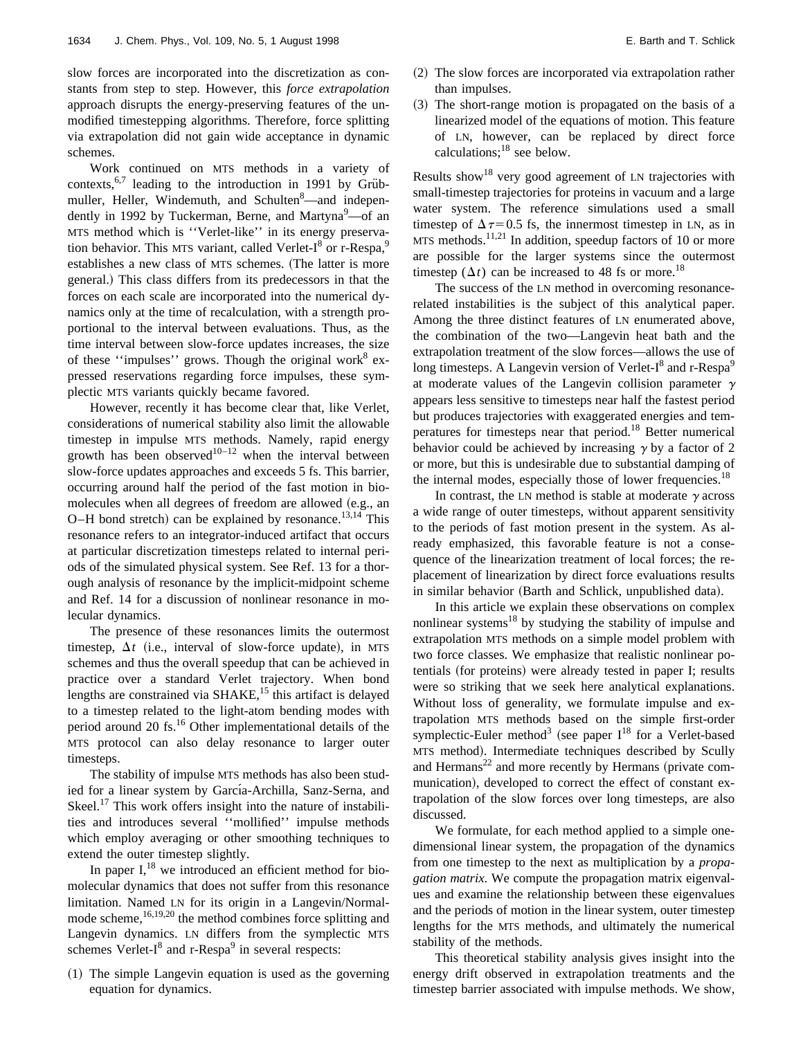slow forces are incorporated into the discretization as constants from step to step. However, this *force extrapolation* approach disrupts the energy-preserving features of the unmodified timestepping algorithms. Therefore, force splitting via extrapolation did not gain wide acceptance in dynamic schemes.

Work continued on MTS methods in a variety of contexts,[6,7] leading to the introduction in 1991 by Grübmuller, Heller, Windemuth, and Schulten[8]—and independently in 1992 by Tuckerman, Berne, and Martyna[9]—of an MTS method which is ''Verlet-like'' in its energy preservation behavior. This MTS variant, called Verlet-I[8] or r-Respa,[9] establishes a new class of MTS schemes. (The latter is more general.) This class differs from its predecessors in that the forces on each scale are incorporated into the numerical dynamics only at the time of recalculation, with a strength proportional to the interval between evaluations. Thus, as the time interval between slow-force updates increases, the size of these ''impulses'' grows. Though the original work[8] expressed reservations regarding force impulses, these symplectic MTS variants quickly became favored.

However, recently it has become clear that, like Verlet, considerations of numerical stability also limit the allowable timestep in impulse MTS methods. Namely, rapid energy growth has been observed[10–12] when the interval between slow-force updates approaches and exceeds 5 fs. This barrier, occurring around half the period of the fast motion in biomolecules when all degrees of freedom are allowed (e.g., an O–H bond stretch) can be explained by resonance.[13,14] This resonance refers to an integrator-induced artifact that occurs at particular discretization timesteps related to internal periods of the simulated physical system. See Ref. 13 for a thorough analysis of resonance by the implicit-midpoint scheme and Ref. 14 for a discussion of nonlinear resonance in molecular dynamics.

The presence of these resonances limits the outermost timestep, $\Delta t$ (i.e., interval of slow-force update), in MTS schemes and thus the overall speedup that can be achieved in practice over a standard Verlet trajectory. When bond lengths are constrained via SHAKE,[15] this artifact is delayed to a timestep related to the light-atom bending modes with period around 20 fs.[16] Other implementational details of the MTS protocol can also delay resonance to larger outer timesteps.

The stability of impulse MTS methods has also been studied for a linear system by García-Archilla, Sanz-Serna, and Skeel.[17] This work offers insight into the nature of instabilities and introduces several ''mollified'' impulse methods which employ averaging or other smoothing techniques to extend the outer timestep slightly.

In paper I,[18] we introduced an efficient method for biomolecular dynamics that does not suffer from this resonance limitation. Named LN for its origin in a Langevin/Normal-mode scheme,[16,19,20] the method combines force splitting and Langevin dynamics. LN differs from the symplectic MTS schemes Verlet-I[8] and r-Respa[9] in several respects:

(1) The simple Langevin equation is used as the governing equation for dynamics.

(2) The slow forces are incorporated via extrapolation rather than impulses.

(3) The short-range motion is propagated on the basis of a linearized model of the equations of motion. This feature of LN, however, can be replaced by direct force calculations;[18] see below.

Results show[18] very good agreement of LN trajectories with small-timestep trajectories for proteins in vacuum and a large water system. The reference simulations used a small timestep of $\Delta\tau = 0.5$ fs, the innermost timestep in LN, as in MTS methods.[11,21] In addition, speedup factors of 10 or more are possible for the larger systems since the outermost timestep ($\Delta t$) can be increased to 48 fs or more.[18]

The success of the LN method in overcoming resonance-related instabilities is the subject of this analytical paper. Among the three distinct features of LN enumerated above, the combination of the two—Langevin heat bath and the extrapolation treatment of the slow forces—allows the use of long timesteps. A Langevin version of Verlet-I[8] and r-Respa[9] at moderate values of the Langevin collision parameter $\gamma$ appears less sensitive to timesteps near half the fastest period but produces trajectories with exaggerated energies and temperatures for timesteps near that period.[18] Better numerical behavior could be achieved by increasing $\gamma$ by a factor of 2 or more, but this is undesirable due to substantial damping of the internal modes, especially those of lower frequencies.[18]

In contrast, the LN method is stable at moderate $\gamma$ across a wide range of outer timesteps, without apparent sensitivity to the periods of fast motion present in the system. As already emphasized, this favorable feature is not a consequence of the linearization treatment of local forces; the replacement of linearization by direct force evaluations results in similar behavior (Barth and Schlick, unpublished data).

In this article we explain these observations on complex nonlinear systems[18] by studying the stability of impulse and extrapolation MTS methods on a simple model problem with two force classes. We emphasize that realistic nonlinear potentials (for proteins) were already tested in paper I; results were so striking that we seek here analytical explanations. Without loss of generality, we formulate impulse and extrapolation MTS methods based on the simple first-order symplectic-Euler method[3] (see paper I[18] for a Verlet-based MTS method). Intermediate techniques described by Scully and Hermans[22] and more recently by Hermans (private communication), developed to correct the effect of constant extrapolation of the slow forces over long timesteps, are also discussed.

We formulate, for each method applied to a simple one-dimensional linear system, the propagation of the dynamics from one timestep to the next as multiplication by a *propagation matrix*. We compute the propagation matrix eigenvalues and examine the relationship between these eigenvalues and the periods of motion in the linear system, outer timestep lengths for the MTS methods, and ultimately the numerical stability of the methods.

This theoretical stability analysis gives insight into the energy drift observed in extrapolation treatments and the timestep barrier associated with impulse methods. We show,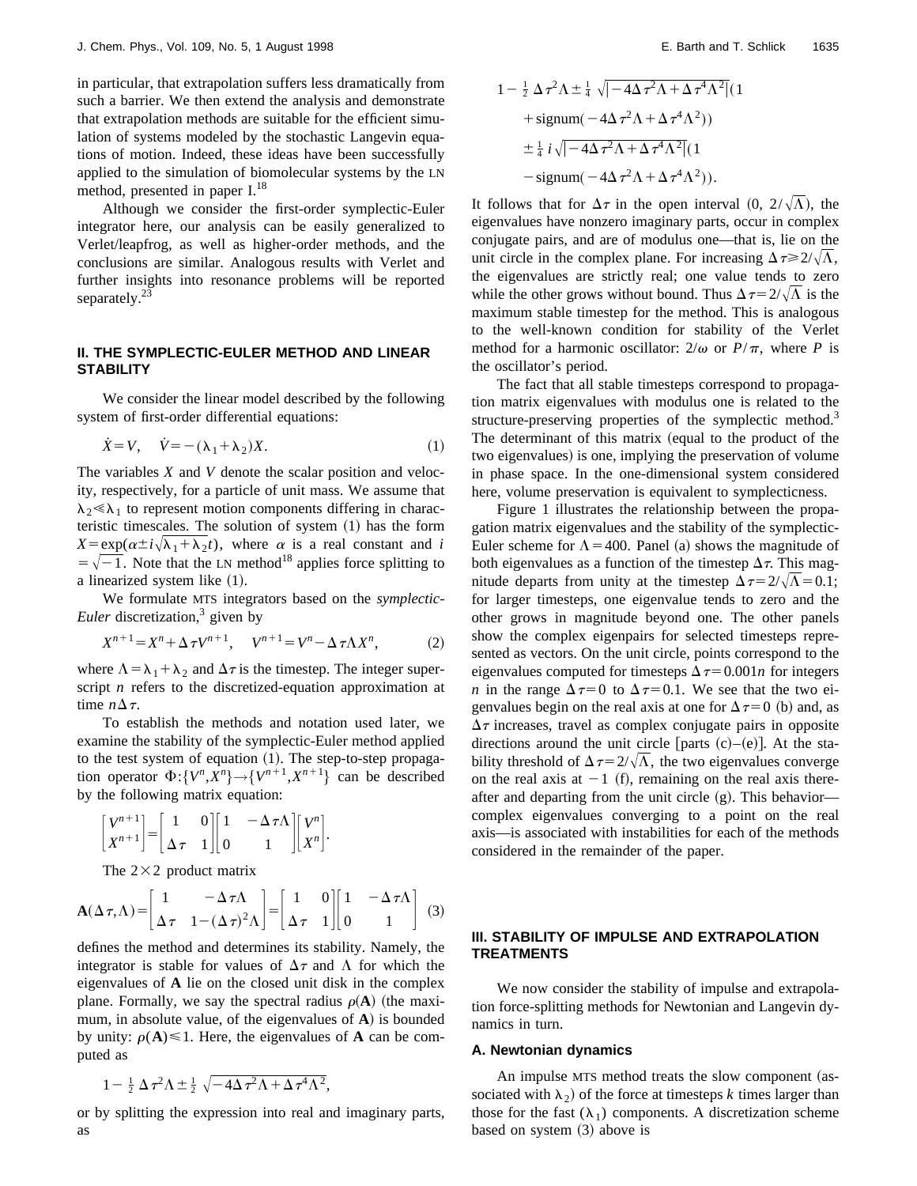in particular, that extrapolation suffers less dramatically from such a barrier. We then extend the analysis and demonstrate that extrapolation methods are suitable for the efficient simulation of systems modeled by the stochastic Langevin equations of motion. Indeed, these ideas have been successfully applied to the simulation of biomolecular systems by the LN method, presented in paper I.[18]

Although we consider the first-order symplectic-Euler integrator here, our analysis can be easily generalized to Verlet/leapfrog, as well as higher-order methods, and the conclusions are similar. Analogous results with Verlet and further insights into resonance problems will be reported separately.[23]

## II. THE SYMPLECTIC-EULER METHOD AND LINEAR STABILITY

We consider the linear model described by the following system of first-order differential equations:

$$\dot{X} = V, \quad \dot{V} = -(\lambda_1 + \lambda_2)X. \tag{1}$$

The variables $X$ and $V$ denote the scalar position and velocity, respectively, for a particle of unit mass. We assume that $\lambda_2 \ll \lambda_1$ to represent motion components differing in characteristic timescales. The solution of system (1) has the form $X = \exp(\alpha \pm i\sqrt{\lambda_1 + \lambda_2}t)$, where $\alpha$ is a real constant and $i = \sqrt{-1}$. Note that the LN method[18] applies force splitting to a linearized system like (1).

We formulate MTS integrators based on the *symplectic-Euler* discretization,[3] given by

$$X^{n+1} = X^n + \Delta\tau V^{n+1}, \quad V^{n+1} = V^n - \Delta\tau \Lambda X^n, \tag{2}$$

where $\Lambda = \lambda_1 + \lambda_2$ and $\Delta\tau$ is the timestep. The integer superscript $n$ refers to the discretized-equation approximation at time $n\Delta\tau$.

To establish the methods and notation used later, we examine the stability of the symplectic-Euler method applied to the test system of equation (1). The step-to-step propagation operator $\Phi: \{V^n, X^n\} \rightarrow \{V^{n+1}, X^{n+1}\}$ can be described by the following matrix equation:

$$\begin{bmatrix} V^{n+1} \\ X^{n+1} \end{bmatrix} = \begin{bmatrix} 1 & 0 \\ \Delta\tau & 1 \end{bmatrix} \begin{bmatrix} 1 & -\Delta\tau\Lambda \\ 0 & 1 \end{bmatrix} \begin{bmatrix} V^n \\ X^n \end{bmatrix}.$$

The $2 \times 2$ product matrix

$$\mathbf{A}(\Delta\tau, \Lambda) = \begin{bmatrix} 1 & -\Delta\tau\Lambda \\ \Delta\tau & 1-(\Delta\tau)^2\Lambda \end{bmatrix} = \begin{bmatrix} 1 & 0 \\ \Delta\tau & 1 \end{bmatrix} \begin{bmatrix} 1 & -\Delta\tau\Lambda \\ 0 & 1 \end{bmatrix} \tag{3}$$

defines the method and determines its stability. Namely, the integrator is stable for values of $\Delta\tau$ and $\Lambda$ for which the eigenvalues of $\mathbf{A}$ lie on the closed unit disk in the complex plane. Formally, we say the spectral radius $\rho(\mathbf{A})$ (the maximum, in absolute value, of the eigenvalues of $\mathbf{A}$) is bounded by unity: $\rho(\mathbf{A}) \leq 1$. Here, the eigenvalues of $\mathbf{A}$ can be computed as

$$1 - \tfrac{1}{2}\Delta\tau^2\Lambda \pm \tfrac{1}{2}\sqrt{-4\Delta\tau^2\Lambda + \Delta\tau^4\Lambda^2},$$

or by splitting the expression into real and imaginary parts, as

$$\begin{aligned} 1 - \tfrac{1}{2}\Delta\tau^2\Lambda &\pm \tfrac{1}{4}\sqrt{|-4\Delta\tau^2\Lambda + \Delta\tau^4\Lambda^2|}(1 \\ &+ \text{signum}(-4\Delta\tau^2\Lambda + \Delta\tau^4\Lambda^2)) \\ &\pm \tfrac{1}{4}i\sqrt{|-4\Delta\tau^2\Lambda + \Delta\tau^4\Lambda^2|}(1 \\ &- \text{signum}(-4\Delta\tau^2\Lambda + \Delta\tau^4\Lambda^2)). \end{aligned}$$

It follows that for $\Delta\tau$ in the open interval $(0, 2/\sqrt{\Lambda})$, the eigenvalues have nonzero imaginary parts, occur in complex conjugate pairs, and are of modulus one—that is, lie on the unit circle in the complex plane. For increasing $\Delta\tau \geq 2/\sqrt{\Lambda}$, the eigenvalues are strictly real; one value tends to zero while the other grows without bound. Thus $\Delta\tau = 2/\sqrt{\Lambda}$ is the maximum stable timestep for the method. This is analogous to the well-known condition for stability of the Verlet method for a harmonic oscillator: $2/\omega$ or $P/\pi$, where $P$ is the oscillator's period.

The fact that all stable timesteps correspond to propagation matrix eigenvalues with modulus one is related to the structure-preserving properties of the symplectic method.[3] The determinant of this matrix (equal to the product of the two eigenvalues) is one, implying the preservation of volume in phase space. In the one-dimensional system considered here, volume preservation is equivalent to symplecticness.

Figure 1 illustrates the relationship between the propagation matrix eigenvalues and the stability of the symplectic-Euler scheme for $\Lambda = 400$. Panel (a) shows the magnitude of both eigenvalues as a function of the timestep $\Delta\tau$. This magnitude departs from unity at the timestep $\Delta\tau = 2/\sqrt{\Lambda} = 0.1$; for larger timesteps, one eigenvalue tends to zero and the other grows in magnitude beyond one. The other panels show the complex eigenpairs for selected timesteps represented as vectors. On the unit circle, points correspond to the eigenvalues computed for timesteps $\Delta\tau = 0.001n$ for integers $n$ in the range $\Delta\tau = 0$ to $\Delta\tau = 0.1$. We see that the two eigenvalues begin on the real axis at one for $\Delta\tau = 0$ (b) and, as $\Delta\tau$ increases, travel as complex conjugate pairs in opposite directions around the unit circle [parts (c)–(e)]. At the stability threshold of $\Delta\tau = 2/\sqrt{\Lambda}$, the two eigenvalues converge on the real axis at $-1$ (f), remaining on the real axis thereafter and departing from the unit circle (g). This behavior—complex eigenvalues converging to a point on the real axis—is associated with instabilities for each of the methods considered in the remainder of the paper.

## III. STABILITY OF IMPULSE AND EXTRAPOLATION TREATMENTS

We now consider the stability of impulse and extrapolation force-splitting methods for Newtonian and Langevin dynamics in turn.

### A. Newtonian dynamics

An impulse MTS method treats the slow component (associated with $\lambda_2$) of the force at timesteps $k$ times larger than those for the fast ($\lambda_1$) components. A discretization scheme based on system (3) above is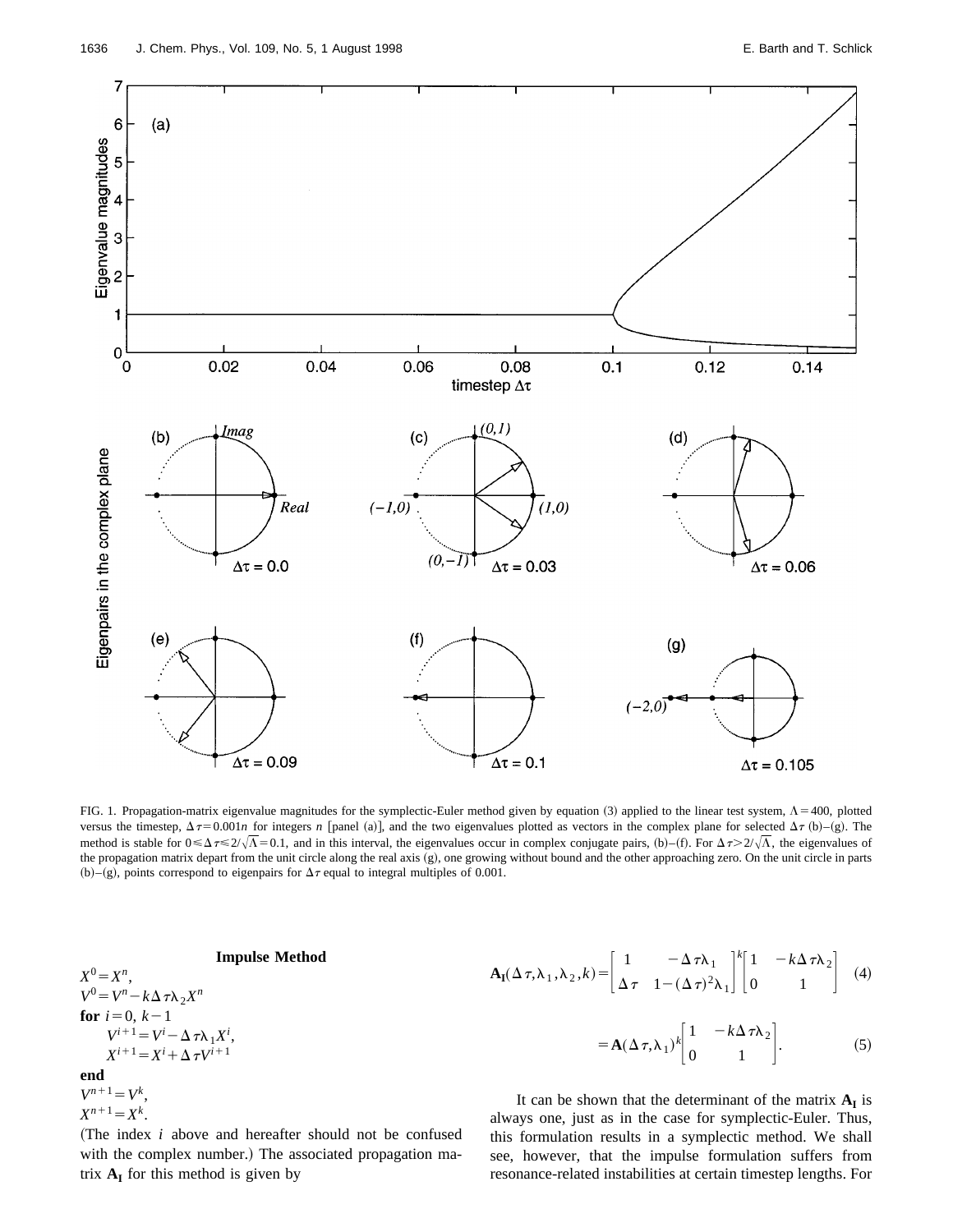FIG. 1. Propagation-matrix eigenvalue magnitudes for the symplectic-Euler method given by equation (3) applied to the linear test system, $\Lambda = 400$, plotted versus the timestep, $\Delta\tau = 0.001n$ for integers $n$ [panel (a)], and the two eigenvalues plotted as vectors in the complex plane for selected $\Delta\tau$ (b)–(g). The method is stable for $0 \leq \Delta\tau \leq 2/\sqrt{\Lambda} = 0.1$, and in this interval, the eigenvalues occur in complex conjugate pairs, (b)–(f). For $\Delta\tau > 2/\sqrt{\Lambda}$, the eigenvalues of the propagation matrix depart from the unit circle along the real axis (g), one growing without bound and the other approaching zero. On the unit circle in parts (b)–(g), points correspond to eigenpairs for $\Delta\tau$ equal to integral multiples of 0.001.

**Impulse Method**

$X^0 = X^n$,

$V^0 = V^n - k\Delta\tau\lambda_2 X^n$

**for** $i = 0,\ k-1$

$\quad V^{i+1} = V^i - \Delta\tau\lambda_1 X^i$,

$\quad X^{i+1} = X^i + \Delta\tau V^{i+1}$

**end**

$V^{n+1} = V^k$,

$X^{n+1} = X^k$.

(The index $i$ above and hereafter should not be confused with the complex number.) The associated propagation matrix $\mathbf{A_I}$ for this method is given by

$$\mathbf{A_I}(\Delta\tau,\lambda_1,\lambda_2,k) = \begin{bmatrix} 1 & -\Delta\tau\lambda_1 \\ \Delta\tau & 1-(\Delta\tau)^2\lambda_1 \end{bmatrix}^k \begin{bmatrix} 1 & -k\Delta\tau\lambda_2 \\ 0 & 1 \end{bmatrix} \tag{4}$$

$$= \mathbf{A}(\Delta\tau,\lambda_1)^k \begin{bmatrix} 1 & -k\Delta\tau\lambda_2 \\ 0 & 1 \end{bmatrix}. \tag{5}$$

It can be shown that the determinant of the matrix $\mathbf{A_I}$ is always one, just as in the case for symplectic-Euler. Thus, this formulation results in a symplectic method. We shall see, however, that the impulse formulation suffers from resonance-related instabilities at certain timestep lengths. For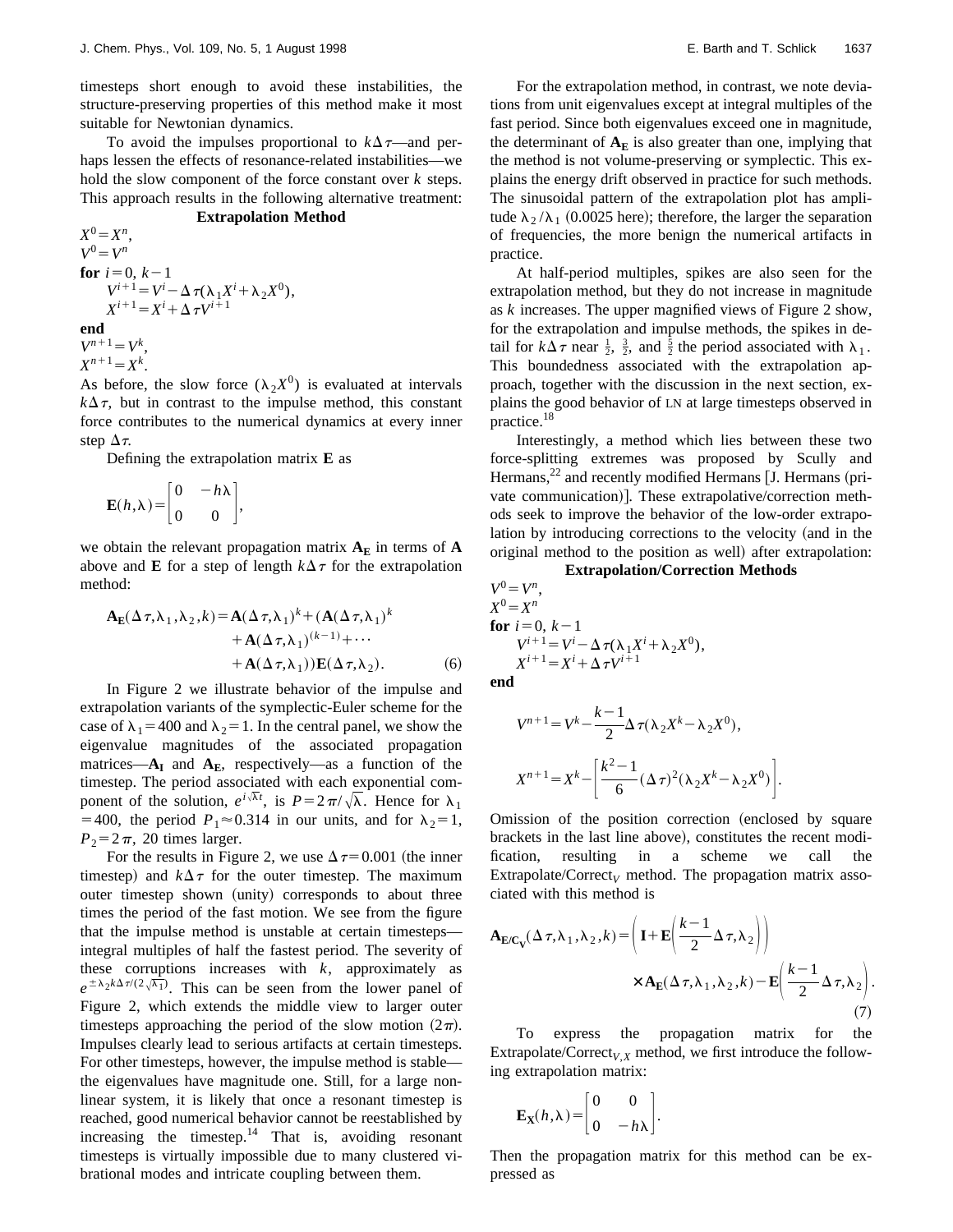timesteps short enough to avoid these instabilities, the structure-preserving properties of this method make it most suitable for Newtonian dynamics.

To avoid the impulses proportional to $k\Delta\tau$—and perhaps lessen the effects of resonance-related instabilities—we hold the slow component of the force constant over $k$ steps. This approach results in the following alternative treatment:

**Extrapolation Method**

$X^0 = X^n$,
$V^0 = V^n$
**for** $i=0,\ k-1$
  $V^{i+1} = V^i - \Delta\tau(\lambda_1 X^i + \lambda_2 X^0)$,
  $X^{i+1} = X^i + \Delta\tau V^{i+1}$
**end**
$V^{n+1} = V^k$,
$X^{n+1} = X^k$.

As before, the slow force ($\lambda_2 X^0$) is evaluated at intervals $k\Delta\tau$, but in contrast to the impulse method, this constant force contributes to the numerical dynamics at every inner step $\Delta\tau$.

Defining the extrapolation matrix $\mathbf{E}$ as

$$\mathbf{E}(h,\lambda) = \begin{bmatrix} 0 & -h\lambda \\ 0 & 0 \end{bmatrix},$$

we obtain the relevant propagation matrix $\mathbf{A_E}$ in terms of $\mathbf{A}$ above and $\mathbf{E}$ for a step of length $k\Delta\tau$ for the extrapolation method:

$$\mathbf{A_E}(\Delta\tau,\lambda_1,\lambda_2,k) = \mathbf{A}(\Delta\tau,\lambda_1)^k + (\mathbf{A}(\Delta\tau,\lambda_1)^k + \mathbf{A}(\Delta\tau,\lambda_1)^{(k-1)} + \cdots + \mathbf{A}(\Delta\tau,\lambda_1))\mathbf{E}(\Delta\tau,\lambda_2). \tag{6}$$

In Figure 2 we illustrate behavior of the impulse and extrapolation variants of the symplectic-Euler scheme for the case of $\lambda_1 = 400$ and $\lambda_2 = 1$. In the central panel, we show the eigenvalue magnitudes of the associated propagation matrices—$\mathbf{A_I}$ and $\mathbf{A_E}$, respectively—as a function of the timestep. The period associated with each exponential component of the solution, $e^{i\sqrt{\lambda}t}$, is $P = 2\pi/\sqrt{\lambda}$. Hence for $\lambda_1 = 400$, the period $P_1 \approx 0.314$ in our units, and for $\lambda_2 = 1$, $P_2 = 2\pi$, 20 times larger.

For the results in Figure 2, we use $\Delta\tau = 0.001$ (the inner timestep) and $k\Delta\tau$ for the outer timestep. The maximum outer timestep shown (unity) corresponds to about three times the period of the fast motion. We see from the figure that the impulse method is unstable at certain timesteps—integral multiples of half the fastest period. The severity of these corruptions increases with $k$, approximately as $e^{\pm\lambda_2 k\Delta\tau/(2\sqrt{\lambda_1})}$. This can be seen from the lower panel of Figure 2, which extends the middle view to larger outer timesteps approaching the period of the slow motion ($2\pi$). Impulses clearly lead to serious artifacts at certain timesteps. For other timesteps, however, the impulse method is stable—the eigenvalues have magnitude one. Still, for a large nonlinear system, it is likely that once a resonant timestep is reached, good numerical behavior cannot be reestablished by increasing the timestep.[14] That is, avoiding resonant timesteps is virtually impossible due to many clustered vibrational modes and intricate coupling between them.

For the extrapolation method, in contrast, we note deviations from unit eigenvalues except at integral multiples of the fast period. Since both eigenvalues exceed one in magnitude, the determinant of $\mathbf{A_E}$ is also greater than one, implying that the method is not volume-preserving or symplectic. This explains the energy drift observed in practice for such methods. The sinusoidal pattern of the extrapolation plot has amplitude $\lambda_2/\lambda_1$ (0.0025 here); therefore, the larger the separation of frequencies, the more benign the numerical artifacts in practice.

At half-period multiples, spikes are also seen for the extrapolation method, but they do not increase in magnitude as $k$ increases. The upper magnified views of Figure 2 show, for the extrapolation and impulse methods, the spikes in detail for $k\Delta\tau$ near $\frac{1}{2}$, $\frac{3}{2}$, and $\frac{5}{2}$ the period associated with $\lambda_1$. This boundedness associated with the extrapolation approach, together with the discussion in the next section, explains the good behavior of LN at large timesteps observed in practice.[18]

Interestingly, a method which lies between these two force-splitting extremes was proposed by Scully and Hermans,[22] and recently modified Hermans [J. Hermans (private communication)]. These extrapolative/correction methods seek to improve the behavior of the low-order extrapolation by introducing corrections to the velocity (and in the original method to the position as well) after extrapolation:

**Extrapolation/Correction Methods**

$V^0 = V^n$,
$X^0 = X^n$
**for** $i=0,\ k-1$
  $V^{i+1} = V^i - \Delta\tau(\lambda_1 X^i + \lambda_2 X^0)$,
  $X^{i+1} = X^i + \Delta\tau V^{i+1}$
**end**

$$V^{n+1} = V^k - \frac{k-1}{2}\Delta\tau(\lambda_2 X^k - \lambda_2 X^0),$$

$$X^{n+1} = X^k - \left[\frac{k^2-1}{6}(\Delta\tau)^2(\lambda_2 X^k - \lambda_2 X^0)\right].$$

Omission of the position correction (enclosed by square brackets in the last line above), constitutes the recent modification, resulting in a scheme we call the Extrapolate/Correct$_V$ method. The propagation matrix associated with this method is

$$\mathbf{A_{E/C_V}}(\Delta\tau,\lambda_1,\lambda_2,k) = \left(\mathbf{I} + \mathbf{E}\left(\frac{k-1}{2}\Delta\tau,\lambda_2\right)\right) \times \mathbf{A_E}(\Delta\tau,\lambda_1,\lambda_2,k) - \mathbf{E}\left(\frac{k-1}{2}\Delta\tau,\lambda_2\right). \tag{7}$$

To express the propagation matrix for the Extrapolate/Correct$_{V,X}$ method, we first introduce the following extrapolation matrix:

$$\mathbf{E_X}(h,\lambda) = \begin{bmatrix} 0 & 0 \\ 0 & -h\lambda \end{bmatrix}.$$

Then the propagation matrix for this method can be expressed as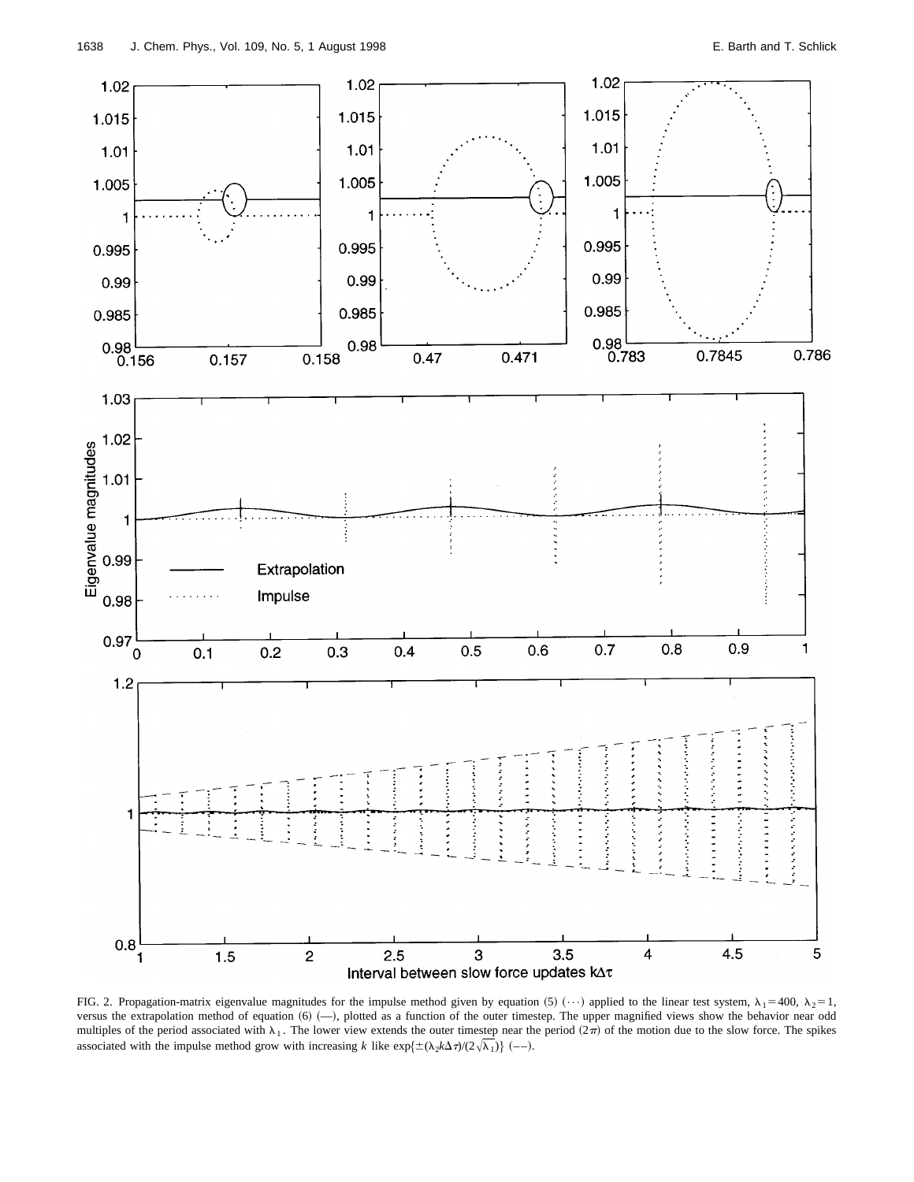FIG. 2. Propagation-matrix eigenvalue magnitudes for the impulse method given by equation (5) (···) applied to the linear test system, $\lambda_1 = 400$, $\lambda_2 = 1$, versus the extrapolation method of equation (6) (—), plotted as a function of the outer timestep. The upper magnified views show the behavior near odd multiples of the period associated with $\lambda_1$. The lower view extends the outer timestep near the period ($2\pi$) of the motion due to the slow force. The spikes associated with the impulse method grow with increasing $k$ like $\exp\{\pm(\lambda_2 k \Delta\tau)/(2\sqrt{\lambda_1})\}$ (– –).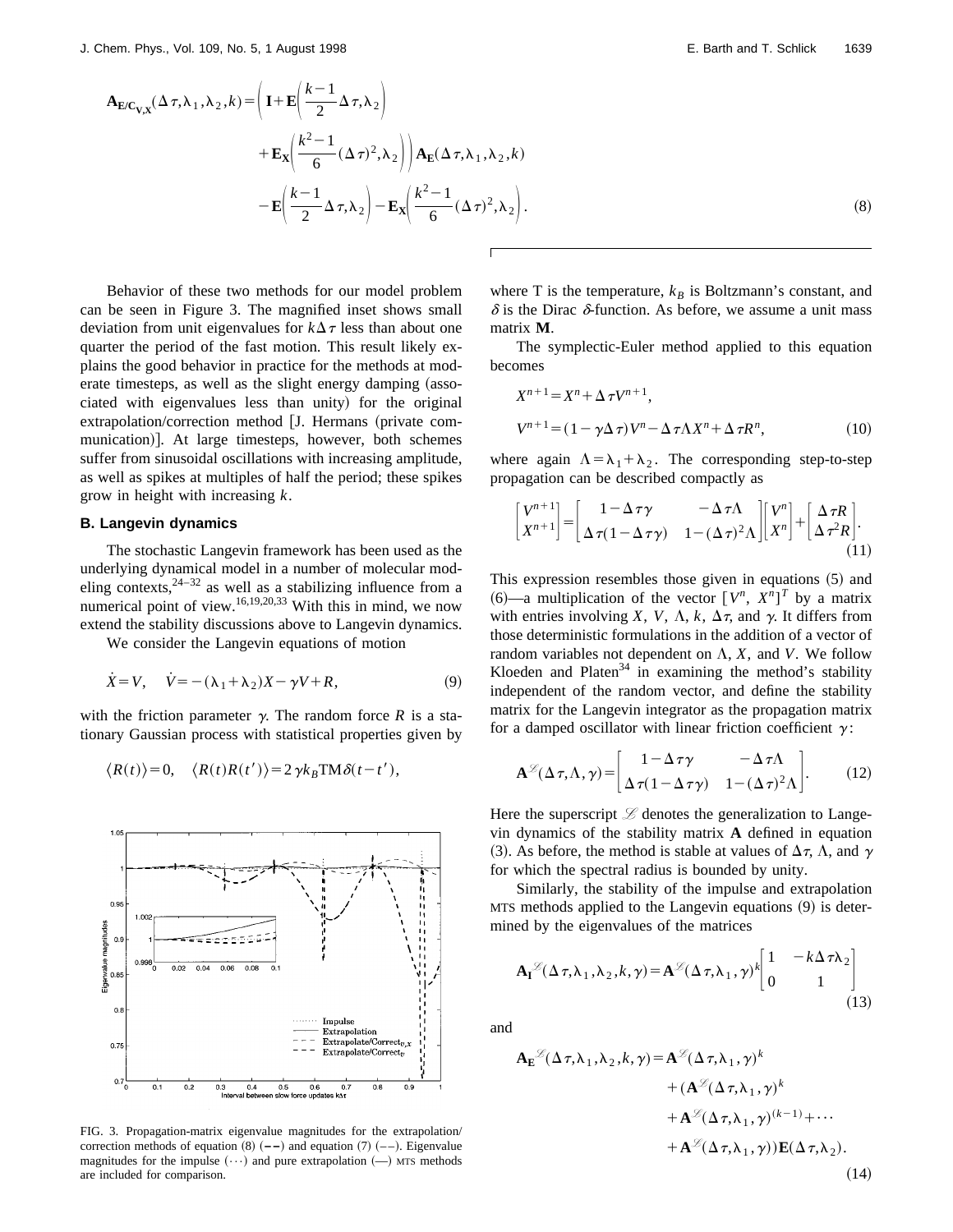$$
\begin{aligned}
\mathbf{A}_{\mathbf{E/C_{V,X}}}(\Delta\tau,\lambda_1,\lambda_2,k) = \Bigg( \mathbf{I} + \mathbf{E}\left(\frac{k-1}{2}\Delta\tau,\lambda_2\right) \\
+ \mathbf{E_X}\left(\frac{k^2-1}{6}(\Delta\tau)^2,\lambda_2\right)\Bigg)\mathbf{A_E}(\Delta\tau,\lambda_1,\lambda_2,k) \\
- \mathbf{E}\left(\frac{k-1}{2}\Delta\tau,\lambda_2\right) - \mathbf{E_X}\left(\frac{k^2-1}{6}(\Delta\tau)^2,\lambda_2\right).
\end{aligned}
\tag{8}
$$

Behavior of these two methods for our model problem can be seen in Figure 3. The magnified inset shows small deviation from unit eigenvalues for $k\Delta\tau$ less than about one quarter the period of the fast motion. This result likely explains the good behavior in practice for the methods at moderate timesteps, as well as the slight energy damping (associated with eigenvalues less than unity) for the original extrapolation/correction method [J. Hermans (private communication)]. At large timesteps, however, both schemes suffer from sinusoidal oscillations with increasing amplitude, as well as spikes at multiples of half the period; these spikes grow in height with increasing $k$.

### B. Langevin dynamics

The stochastic Langevin framework has been used as the underlying dynamical model in a number of molecular modeling contexts,[24–32] as well as a stabilizing influence from a numerical point of view.[16,19,20,33] With this in mind, we now extend the stability discussions above to Langevin dynamics.

We consider the Langevin equations of motion

$$
\dot{X} = V, \quad \dot{V} = -(\lambda_1+\lambda_2)X - \gamma V + R, \tag{9}
$$

with the friction parameter $\gamma$. The random force $R$ is a stationary Gaussian process with statistical properties given by

$$
\langle R(t)\rangle = 0, \quad \langle R(t)R(t')\rangle = 2\gamma k_B T \mathbf{M}\delta(t-t'),
$$

FIG. 3. Propagation-matrix eigenvalue magnitudes for the extrapolation/correction methods of equation (8) (**– –**) and equation (7) (– –). Eigenvalue magnitudes for the impulse (···) and pure extrapolation (—) MTS methods are included for comparison.

where T is the temperature, $k_B$ is Boltzmann's constant, and $\delta$ is the Dirac $\delta$-function. As before, we assume a unit mass matrix $\mathbf{M}$.

The symplectic-Euler method applied to this equation becomes

$$
\begin{aligned}
X^{n+1} &= X^n + \Delta\tau V^{n+1}, \\
V^{n+1} &= (1-\gamma\Delta\tau)V^n - \Delta\tau\Lambda X^n + \Delta\tau R^n,
\end{aligned}
\tag{10}
$$

where again $\Lambda = \lambda_1 + \lambda_2$. The corresponding step-to-step propagation can be described compactly as

$$
\begin{bmatrix} V^{n+1} \\ X^{n+1} \end{bmatrix} = \begin{bmatrix} 1-\Delta\tau\gamma & -\Delta\tau\Lambda \\ \Delta\tau(1-\Delta\tau\gamma) & 1-(\Delta\tau)^2\Lambda \end{bmatrix} \begin{bmatrix} V^n \\ X^n \end{bmatrix} + \begin{bmatrix} \Delta\tau R \\ \Delta\tau^2 R \end{bmatrix}. \tag{11}
$$

This expression resembles those given in equations (5) and (6)—a multiplication of the vector $[V^n, X^n]^T$ by a matrix with entries involving $X$, $V$, $\Lambda$, $k$, $\Delta\tau$, and $\gamma$. It differs from those deterministic formulations in the addition of a vector of random variables not dependent on $\Lambda$, $X$, and $V$. We follow Kloeden and Platen[34] in examining the method's stability independent of the random vector, and define the stability matrix for the Langevin integrator as the propagation matrix for a damped oscillator with linear friction coefficient $\gamma$:

$$
\mathbf{A}^{\mathcal{L}}(\Delta\tau,\Lambda,\gamma) = \begin{bmatrix} 1-\Delta\tau\gamma & -\Delta\tau\Lambda \\ \Delta\tau(1-\Delta\tau\gamma) & 1-(\Delta\tau)^2\Lambda \end{bmatrix}. \tag{12}
$$

Here the superscript $\mathcal{L}$ denotes the generalization to Langevin dynamics of the stability matrix $\mathbf{A}$ defined in equation (3). As before, the method is stable at values of $\Delta\tau$, $\Lambda$, and $\gamma$ for which the spectral radius is bounded by unity.

Similarly, the stability of the impulse and extrapolation MTS methods applied to the Langevin equations (9) is determined by the eigenvalues of the matrices

$$
\mathbf{A_I}^{\mathcal{L}}(\Delta\tau,\lambda_1,\lambda_2,k,\gamma) = \mathbf{A}^{\mathcal{L}}(\Delta\tau,\lambda_1,\gamma)^k \begin{bmatrix} 1 & -k\Delta\tau\lambda_2 \\ 0 & 1 \end{bmatrix} \tag{13}
$$

and

$$
\begin{aligned}
\mathbf{A_E}^{\mathcal{L}}(\Delta\tau,\lambda_1,\lambda_2,k,\gamma) = \mathbf{A}^{\mathcal{L}}(\Delta\tau,\lambda_1,\gamma)^k \\
+ (\mathbf{A}^{\mathcal{L}}(\Delta\tau,\lambda_1,\gamma)^k \\
+ \mathbf{A}^{\mathcal{L}}(\Delta\tau,\lambda_1,\gamma)^{(k-1)} + \cdots \\
+ \mathbf{A}^{\mathcal{L}}(\Delta\tau,\lambda_1,\gamma))\mathbf{E}(\Delta\tau,\lambda_2).
\end{aligned}
\tag{14}
$$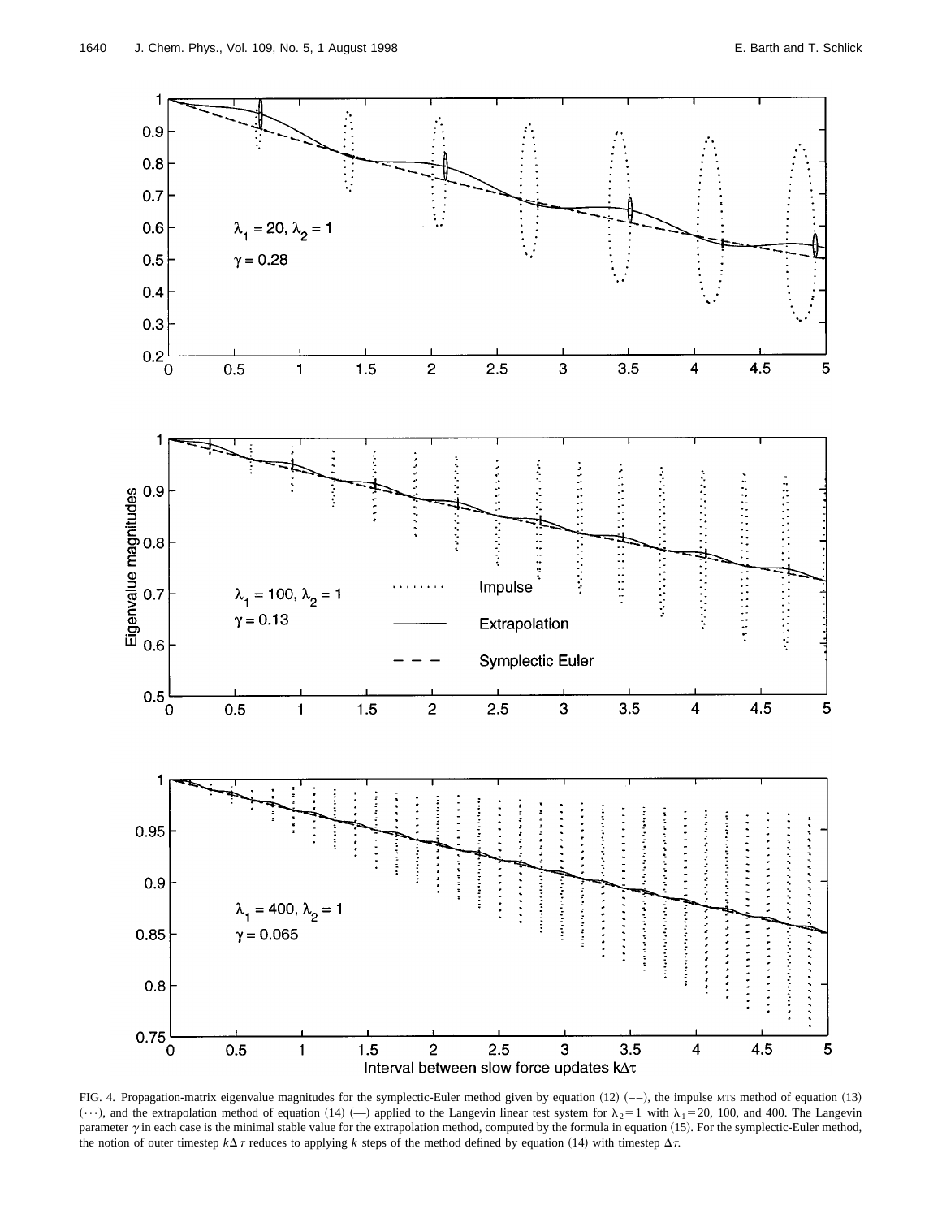FIG. 4. Propagation-matrix eigenvalue magnitudes for the symplectic-Euler method given by equation (12) (––), the impulse MTS method of equation (13) (···), and the extrapolation method of equation (14) (—) applied to the Langevin linear test system for $\lambda_2 = 1$ with $\lambda_1 = 20$, 100, and 400. The Langevin parameter $\gamma$ in each case is the minimal stable value for the extrapolation method, computed by the formula in equation (15). For the symplectic-Euler method, the notion of outer timestep $k\Delta\tau$ reduces to applying $k$ steps of the method defined by equation (14) with timestep $\Delta\tau$.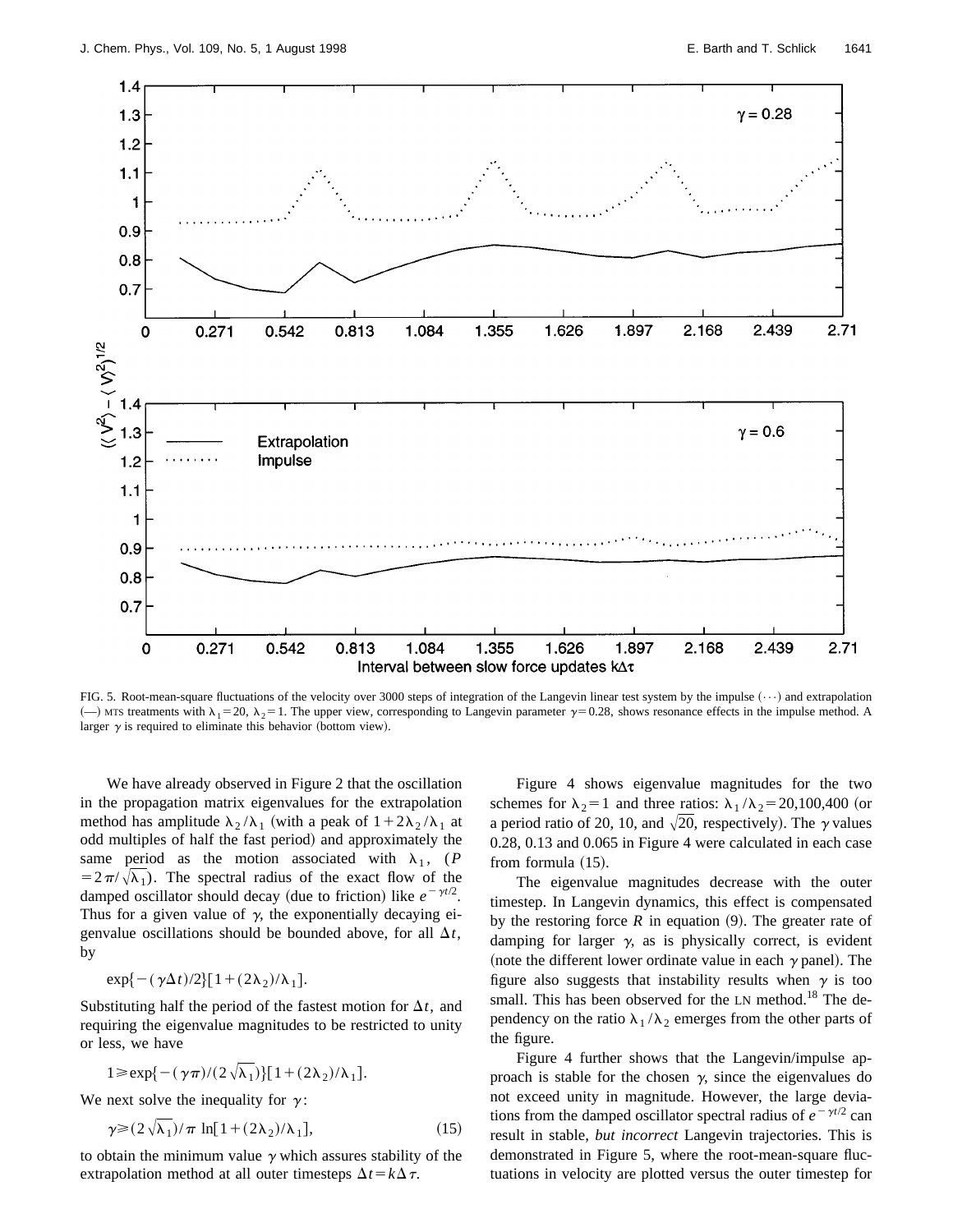FIG. 5. Root-mean-square fluctuations of the velocity over 3000 steps of integration of the Langevin linear test system by the impulse (···) and extrapolation (—) MTS treatments with $\lambda_1 = 20$, $\lambda_2 = 1$. The upper view, corresponding to Langevin parameter $\gamma = 0.28$, shows resonance effects in the impulse method. A larger $\gamma$ is required to eliminate this behavior (bottom view).

We have already observed in Figure 2 that the oscillation in the propagation matrix eigenvalues for the extrapolation method has amplitude $\lambda_2/\lambda_1$ (with a peak of $1 + 2\lambda_2/\lambda_1$ at odd multiples of half the fast period) and approximately the same period as the motion associated with $\lambda_1$, ($P = 2\pi/\sqrt{\lambda_1}$). The spectral radius of the exact flow of the damped oscillator should decay (due to friction) like $e^{-\gamma t/2}$. Thus for a given value of $\gamma$, the exponentially decaying eigenvalue oscillations should be bounded above, for all $\Delta t$, by

$$\exp\{-(\gamma \Delta t)/2\}[1 + (2\lambda_2)/\lambda_1].$$

Substituting half the period of the fastest motion for $\Delta t$, and requiring the eigenvalue magnitudes to be restricted to unity or less, we have

$$1 \geq \exp\{-(\gamma\pi)/(2\sqrt{\lambda_1})\}[1 + (2\lambda_2)/\lambda_1].$$

We next solve the inequality for $\gamma$:

$$\gamma \geq (2\sqrt{\lambda_1})/\pi \ln[1 + (2\lambda_2)/\lambda_1], \tag{15}$$

to obtain the minimum value $\gamma$ which assures stability of the extrapolation method at all outer timesteps $\Delta t = k\Delta\tau$.

Figure 4 shows eigenvalue magnitudes for the two schemes for $\lambda_2 = 1$ and three ratios: $\lambda_1/\lambda_2 = 20,100,400$ (or a period ratio of 20, 10, and $\sqrt{20}$, respectively). The $\gamma$ values 0.28, 0.13 and 0.065 in Figure 4 were calculated in each case from formula (15).

The eigenvalue magnitudes decrease with the outer timestep. In Langevin dynamics, this effect is compensated by the restoring force $R$ in equation (9). The greater rate of damping for larger $\gamma$, as is physically correct, is evident (note the different lower ordinate value in each $\gamma$ panel). The figure also suggests that instability results when $\gamma$ is too small. This has been observed for the LN method.[18] The dependency on the ratio $\lambda_1/\lambda_2$ emerges from the other parts of the figure.

Figure 4 further shows that the Langevin/impulse approach is stable for the chosen $\gamma$, since the eigenvalues do not exceed unity in magnitude. However, the large deviations from the damped oscillator spectral radius of $e^{-\gamma t/2}$ can result in stable, *but incorrect* Langevin trajectories. This is demonstrated in Figure 5, where the root-mean-square fluctuations in velocity are plotted versus the outer timestep for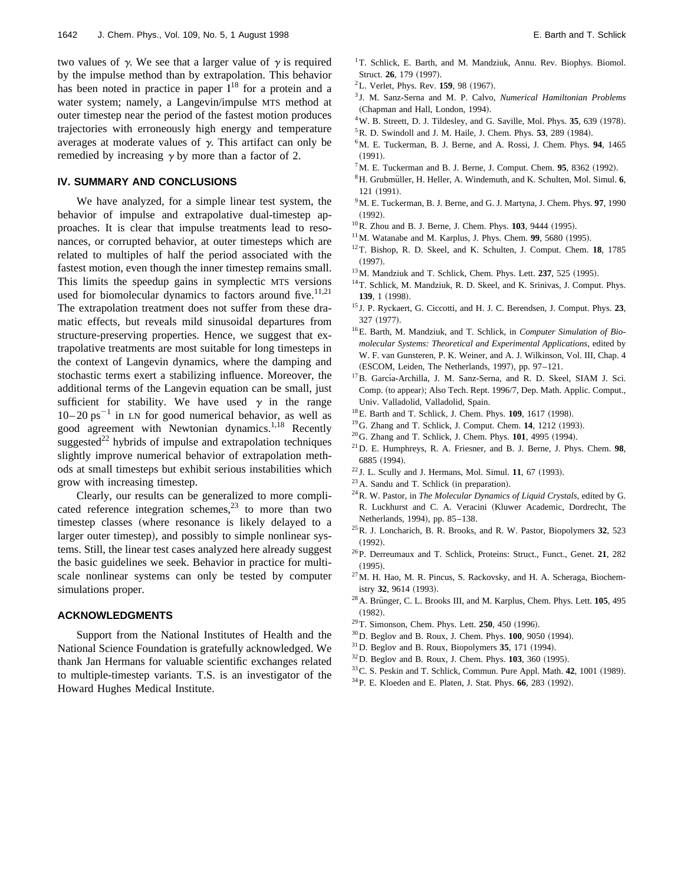two values of $\gamma$. We see that a larger value of $\gamma$ is required by the impulse method than by extrapolation. This behavior has been noted in practice in paper I[18] for a protein and a water system; namely, a Langevin/impulse MTS method at outer timestep near the period of the fastest motion produces trajectories with erroneously high energy and temperature averages at moderate values of $\gamma$. This artifact can only be remedied by increasing $\gamma$ by more than a factor of 2.

## IV. SUMMARY AND CONCLUSIONS

We have analyzed, for a simple linear test system, the behavior of impulse and extrapolative dual-timestep approaches. It is clear that impulse treatments lead to resonances, or corrupted behavior, at outer timesteps which are related to multiples of half the period associated with the fastest motion, even though the inner timestep remains small. This limits the speedup gains in symplectic MTS versions used for biomolecular dynamics to factors around five.[11,21] The extrapolation treatment does not suffer from these dramatic effects, but reveals mild sinusoidal departures from structure-preserving properties. Hence, we suggest that extrapolative treatments are most suitable for long timesteps in the context of Langevin dynamics, where the damping and stochastic terms exert a stabilizing influence. Moreover, the additional terms of the Langevin equation can be small, just sufficient for stability. We have used $\gamma$ in the range $10–20\ \mathrm{ps}^{-1}$ in LN for good numerical behavior, as well as good agreement with Newtonian dynamics.[1,18] Recently suggested[22] hybrids of impulse and extrapolation techniques slightly improve numerical behavior of extrapolation methods at small timesteps but exhibit serious instabilities which grow with increasing timestep.

Clearly, our results can be generalized to more complicated reference integration schemes,[23] to more than two timestep classes (where resonance is likely delayed to a larger outer timestep), and possibly to simple nonlinear systems. Still, the linear test cases analyzed here already suggest the basic guidelines we seek. Behavior in practice for multiscale nonlinear systems can only be tested by computer simulations proper.

## ACKNOWLEDGMENTS

Support from the National Institutes of Health and the National Science Foundation is gratefully acknowledged. We thank Jan Hermans for valuable scientific exchanges related to multiple-timestep variants. T.S. is an investigator of the Howard Hughes Medical Institute.

[1] T. Schlick, E. Barth, and M. Mandziuk, Annu. Rev. Biophys. Biomol. Struct. **26**, 179 (1997).
[2] L. Verlet, Phys. Rev. **159**, 98 (1967).
[3] J. M. Sanz-Serna and M. P. Calvo, *Numerical Hamiltonian Problems* (Chapman and Hall, London, 1994).
[4] W. B. Streett, D. J. Tildesley, and G. Saville, Mol. Phys. **35**, 639 (1978).
[5] R. D. Swindoll and J. M. Haile, J. Chem. Phys. **53**, 289 (1984).
[6] M. E. Tuckerman, B. J. Berne, and A. Rossi, J. Chem. Phys. **94**, 1465 (1991).
[7] M. E. Tuckerman and B. J. Berne, J. Comput. Chem. **95**, 8362 (1992).
[8] H. Grubmüller, H. Heller, A. Windemuth, and K. Schulten, Mol. Simul. **6**, 121 (1991).
[9] M. E. Tuckerman, B. J. Berne, and G. J. Martyna, J. Chem. Phys. **97**, 1990 (1992).
[10] R. Zhou and B. J. Berne, J. Chem. Phys. **103**, 9444 (1995).
[11] M. Watanabe and M. Karplus, J. Phys. Chem. **99**, 5680 (1995).
[12] T. Bishop, R. D. Skeel, and K. Schulten, J. Comput. Chem. **18**, 1785 (1997).
[13] M. Mandziuk and T. Schlick, Chem. Phys. Lett. **237**, 525 (1995).
[14] T. Schlick, M. Mandziuk, R. D. Skeel, and K. Srinivas, J. Comput. Phys. **139**, 1 (1998).
[15] J. P. Ryckaert, G. Ciccotti, and H. J. C. Berendsen, J. Comput. Phys. **23**, 327 (1977).
[16] E. Barth, M. Mandziuk, and T. Schlick, in *Computer Simulation of Biomolecular Systems: Theoretical and Experimental Applications*, edited by W. F. van Gunsteren, P. K. Weiner, and A. J. Wilkinson, Vol. III, Chap. 4 (ESCOM, Leiden, The Netherlands, 1997), pp. 97–121.
[17] B. García-Archilla, J. M. Sanz-Serna, and R. D. Skeel, SIAM J. Sci. Comp. (to appear); Also Tech. Rept. 1996/7, Dep. Math. Applic. Comput., Univ. Valladolid, Valladolid, Spain.
[18] E. Barth and T. Schlick, J. Chem. Phys. **109**, 1617 (1998).
[19] G. Zhang and T. Schlick, J. Comput. Chem. **14**, 1212 (1993).
[20] G. Zhang and T. Schlick, J. Chem. Phys. **101**, 4995 (1994).
[21] D. E. Humphreys, R. A. Friesner, and B. J. Berne, J. Phys. Chem. **98**, 6885 (1994).
[22] J. L. Scully and J. Hermans, Mol. Simul. **11**, 67 (1993).
[23] A. Sandu and T. Schlick (in preparation).
[24] R. W. Pastor, in *The Molecular Dynamics of Liquid Crystals*, edited by G. R. Luckhurst and C. A. Veracini (Kluwer Academic, Dordrecht, The Netherlands, 1994), pp. 85–138.
[25] R. J. Loncharich, B. R. Brooks, and R. W. Pastor, Biopolymers **32**, 523 (1992).
[26] P. Derreumaux and T. Schlick, Proteins: Struct., Funct., Genet. **21**, 282 (1995).
[27] M. H. Hao, M. R. Pincus, S. Rackovsky, and H. A. Scheraga, Biochemistry **32**, 9614 (1993).
[28] A. Brünger, C. L. Brooks III, and M. Karplus, Chem. Phys. Lett. **105**, 495 (1982).
[29] T. Simonson, Chem. Phys. Lett. **250**, 450 (1996).
[30] D. Beglov and B. Roux, J. Chem. Phys. **100**, 9050 (1994).
[31] D. Beglov and B. Roux, Biopolymers **35**, 171 (1994).
[32] D. Beglov and B. Roux, J. Chem. Phys. **103**, 360 (1995).
[33] C. S. Peskin and T. Schlick, Commun. Pure Appl. Math. **42**, 1001 (1989).
[34] P. E. Kloeden and E. Platen, J. Stat. Phys. **66**, 283 (1992).